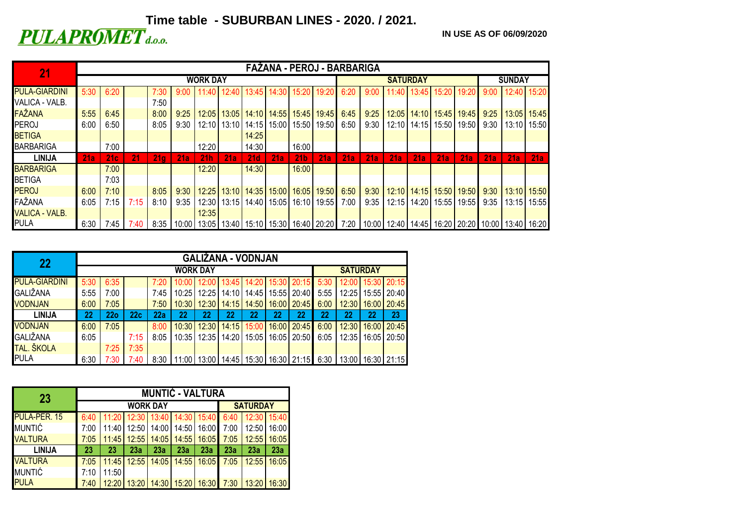# Time table - SUBURBAN LINES - 2020. / 2021.

**PULAPROMET d.o.o.**

**IN USE AS OF 06/09/2020**

## 21 FAŽANA - PEROJ - BARBARIGA

| 21 | WORK DAY | | | | | | | | | | | SATURDAY | | | | | | SUNDAY | | |
|---|---|---|---|---|---|---|---|---|---|---|---|---|---|---|---|---|---|---|---|---|
| PULA-GIARDINI | 5:30 | 6:20 | | 7:30 | 9:00 | 11:40 | 12:40 | 13:45 | 14:30 | 15:20 | 19:20 | 6:20 | 9:00 | 11:40 | 13:45 | 15:20 | 19:20 | 9:00 | 12:40 | 15:20 |
| VALICA - VALB. | | | | 7:50 | | | | | | | | | | | | | | | | |
| FAŽANA | 5:55 | 6:45 | | 8:00 | 9:25 | 12:05 | 13:05 | 14:10 | 14:55 | 15:45 | 19:45 | 6:45 | 9:25 | 12:05 | 14:10 | 15:45 | 19:45 | 9:25 | 13:05 | 15:45 |
| PEROJ | 6:00 | 6:50 | | 8:05 | 9:30 | 12:10 | 13:10 | 14:15 | 15:00 | 15:50 | 19:50 | 6:50 | 9:30 | 12:10 | 14:15 | 15:50 | 19:50 | 9:30 | 13:10 | 15:50 |
| BETIGA | | | | | | | | 14:25 | | | | | | | | | | | | |
| BARBARIGA | | 7:00 | | | | 12:20 | | 14:30 | | 16:00 | | | | | | | | | | |
| **LINIJA** | **21a** | **21c** | **21** | **21g** | **21a** | **21h** | **21a** | **21d** | **21a** | **21b** | **21a** | **21a** | **21a** | **21a** | **21a** | **21a** | **21a** | **21a** | **21a** | **21a** |
| BARBARIGA | | 7:00 | | | | 12:20 | | 14:30 | | 16:00 | | | | | | | | | | |
| BETIGA | | 7:03 | | | | | | | | | | | | | | | | | | |
| PEROJ | 6:00 | 7:10 | | 8:05 | 9:30 | 12:25 | 13:10 | 14:35 | 15:00 | 16:05 | 19:50 | 6:50 | 9:30 | 12:10 | 14:15 | 15:50 | 19:50 | 9:30 | 13:10 | 15:50 |
| FAŽANA | 6:05 | 7:15 | 7:15 | 8:10 | 9:35 | 12:30 | 13:15 | 14:40 | 15:05 | 16:10 | 19:55 | 7:00 | 9:35 | 12:15 | 14:20 | 15:55 | 19:55 | 9:35 | 13:15 | 15:55 |
| VALICA - VALB. | | | | | | 12:35 | | | | | | | | | | | | | | |
| PULA | 6:30 | 7:45 | 7:40 | 8:35 | 10:00 | 13:05 | 13:40 | 15:10 | 15:30 | 16:40 | 20:20 | 7:20 | 10:00 | 12:40 | 14:45 | 16:20 | 20:20 | 10:00 | 13:40 | 16:20 |

## 22 GALIŽANA - VODNJAN

| 22 | WORK DAY | | | | | | | | | | SATURDAY | | | |
|---|---|---|---|---|---|---|---|---|---|---|---|---|---|---|
| PULA-GIARDINI | 5:30 | 6:35 | | 7:20 | 10:00 | 12:00 | 13:45 | 14:20 | 15:30 | 20:15 | 5:30 | 12:00 | 15:30 | 20:15 |
| GALIŽANA | 5:55 | 7:00 | | 7:45 | 10:25 | 12:25 | 14:10 | 14:45 | 15:55 | 20:40 | 5:55 | 12:25 | 15:55 | 20:40 |
| VODNJAN | 6:00 | 7:05 | | 7:50 | 10:30 | 12:30 | 14:15 | 14:50 | 16:00 | 20:45 | 6:00 | 12:30 | 16:00 | 20:45 |
| **LINIJA** | **22** | **22o** | **22c** | **22a** | **22** | **22** | **22** | **22** | **22** | **22** | **22** | **22** | **22** | **23** |
| VODNJAN | 6:00 | 7:05 | | 8:00 | 10:30 | 12:30 | 14:15 | 15:00 | 16:00 | 20:45 | 6:00 | 12:30 | 16:00 | 20:45 |
| GALIŽANA | 6:05 | | 7:15 | 8:05 | 10:35 | 12:35 | 14:20 | 15:05 | 16:05 | 20:50 | 6:05 | 12:35 | 16:05 | 20:50 |
| TAL. ŠKOLA | | 7:25 | 7:35 | | | | | | | | | | | |
| PULA | 6:30 | 7:30 | 7:40 | 8:30 | 11:00 | 13:00 | 14:45 | 15:30 | 16:30 | 21:15 | 6:30 | 13:00 | 16:30 | 21:15 |

## 23 MUNTIĆ - VALTURA

| 23 | WORK DAY | | | | | | SATURDAY | | |
|---|---|---|---|---|---|---|---|---|---|
| PULA-PER. 15 | 6:40 | 11:20 | 12:30 | 13:40 | 14:30 | 15:40 | 6:40 | 12:30 | 15:40 |
| MUNTIĆ | 7:00 | 11:40 | 12:50 | 14:00 | 14:50 | 16:00 | 7:00 | 12:50 | 16:00 |
| VALTURA | 7:05 | 11:45 | 12:55 | 14:05 | 14:55 | 16:05 | 7:05 | 12:55 | 16:05 |
| **LINIJA** | **23** | **23** | **23a** | **23a** | **23a** | **23a** | **23a** | **23a** | **23a** |
| VALTURA | 7:05 | 11:45 | 12:55 | 14:05 | 14:55 | 16:05 | 7:05 | 12:55 | 16:05 |
| MUNTIĆ | 7:10 | 11:50 | | | | | | | |
| PULA | 7:40 | 12:20 | 13:20 | 14:30 | 15:20 | 16:30 | 7:30 | 13:20 | 16:30 |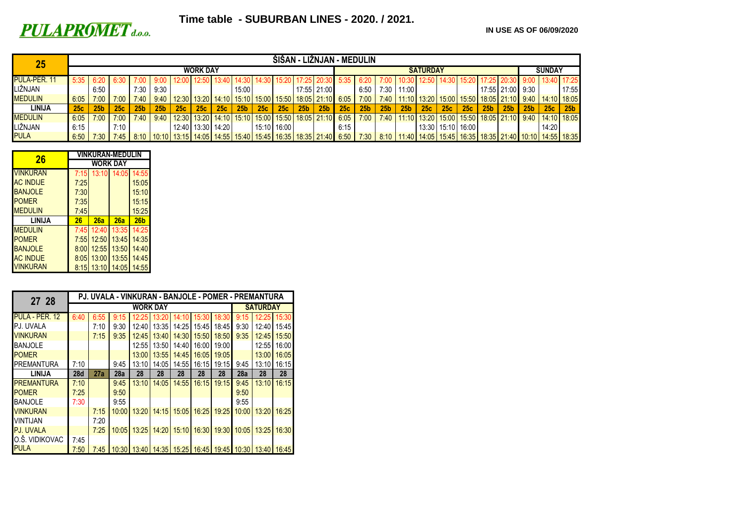**PULAPROMET d.o.o.**

# Time table - SUBURBAN LINES - 2020. / 2021.

**IN USE AS OF 06/09/2020**

| 25 | ŠIŠAN - LIŽNJAN - MEDULIN | | | | | | | | | | | | | | | | | | | | | | | | |
|---|---|---|---|---|---|---|---|---|---|---|---|---|---|---|---|---|---|---|---|---|---|---|---|---|---|
| | WORK DAY | | | | | | | | | | | | | SATURDAY | | | | | | | | | SUNDAY | | |
| PULA-PER. 11 | 5:35 | 6:20 | 6:30 | 7:00 | 9:00 | 12:00 | 12:50 | 13:40 | 14:30 | 14:30 | 15:20 | 17:25 | 20:30 | 5:35 | 6:20 | 7:00 | 10:30 | 12:50 | 14:30 | 15:20 | 17:25 | 20:30 | 9:00 | 13:40 | 17:25 |
| LIŽNJAN | | 6:50 | | 7:30 | 9:30 | | | | 15:00 | | | 17:55 | 21:00 | | 6:50 | 7:30 | 11:00 | | | | 17:55 | 21:00 | 9:30 | | 17:55 |
| MEDULIN | 6:05 | 7:00 | 7:00 | 7:40 | 9:40 | 12:30 | 13:20 | 14:10 | 15:10 | 15:00 | 15:50 | 18:05 | 21:10 | 6:05 | 7:00 | 7:40 | 11:10 | 13:20 | 15:00 | 15:50 | 18:05 | 21:10 | 9:40 | 14:10 | 18:05 |
| LINIJA | 25c | 25b | 25c | 25b | 25b | 25c | 25c | 25c | 25b | 25c | 25c | 25b | 25b | 25c | 25b | 25b | 25b | 25c | 25c | 25c | 25b | 25b | 25b | 25c | 25b |
| MEDULIN | 6:05 | 7:00 | 7:00 | 7:40 | 9:40 | 12:30 | 13:20 | 14:10 | 15:10 | 15:00 | 15:50 | 18:05 | 21:10 | 6:05 | 7:00 | 7:40 | 11:10 | 13:20 | 15:00 | 15:50 | 18:05 | 21:10 | 9:40 | 14:10 | 18:05 |
| LIŽNJAN | 6:15 | | 7:10 | | | 12:40 | 13:30 | 14:20 | | 15:10 | 16:00 | | | 6:15 | | | | 13:30 | 15:10 | 16:00 | | | | 14:20 | |
| PULA | 6:50 | 7:30 | 7:45 | 8:10 | 10:10 | 13:15 | 14:05 | 14:55 | 15:40 | 15:45 | 16:35 | 18:35 | 21:40 | 6:50 | 7:30 | 8:10 | 11:40 | 14:05 | 15:45 | 16:35 | 18:35 | 21:40 | 10:10 | 14:55 | 18:35 |

| 26 | VINKURAN-MEDULIN | | | |
|---|---|---|---|---|
| | WORK DAY | | | |
| VINKURAN | 7:15 | 13:10 | 14:05 | 14:55 |
| AC INDIJE | 7:25 | | | 15:05 |
| BANJOLE | 7:30 | | | 15:10 |
| POMER | 7:35 | | | 15:15 |
| MEDULIN | 7:45 | | | 15:25 |
| LINIJA | 26 | 26a | 26a | 26b |
| MEDULIN | 7:45 | 12:40 | 13:35 | 14:25 |
| POMER | 7:55 | 12:50 | 13:45 | 14:35 |
| BANJOLE | 8:00 | 12:55 | 13:50 | 14:40 |
| AC INDIJE | 8:05 | 13:00 | 13:55 | 14:45 |
| VINKURAN | 8:15 | 13:10 | 14:05 | 14:55 |

| 27 28 | PJ. UVALA - VINKURAN - BANJOLE - POMER - PREMANTURA | | | | | | | | | | |
|---|---|---|---|---|---|---|---|---|---|---|---|
| | WORK DAY | | | | | | | | SATURDAY | | |
| PULA - PER. 12 | 6:40 | 6:55 | 9:15 | 12:25 | 13:20 | 14:10 | 15:30 | 18:30 | 9:15 | 12:25 | 15:30 |
| PJ. UVALA | | 7:10 | 9:30 | 12:40 | 13:35 | 14:25 | 15:45 | 18:45 | 9:30 | 12:40 | 15:45 |
| VINKURAN | | 7:15 | 9:35 | 12:45 | 13:40 | 14:30 | 15:50 | 18:50 | 9:35 | 12:45 | 15:50 |
| BANJOLE | | | | 12:55 | 13:50 | 14:40 | 16:00 | 19:00 | | 12:55 | 16:00 |
| POMER | | | | 13:00 | 13:55 | 14:45 | 16:05 | 19:05 | | 13:00 | 16:05 |
| PREMANTURA | 7:10 | | 9:45 | 13:10 | 14:05 | 14:55 | 16:15 | 19:15 | 9:45 | 13:10 | 16:15 |
| LINIJA | 28d | 27a | 28a | 28 | 28 | 28 | 28 | 28 | 28a | 28 | 28 |
| PREMANTURA | 7:10 | | 9:45 | 13:10 | 14:05 | 14:55 | 16:15 | 19:15 | 9:45 | 13:10 | 16:15 |
| POMER | 7:25 | | 9:50 | | | | | | 9:50 | | |
| BANJOLE | 7:30 | | 9:55 | | | | | | 9:55 | | |
| VINKURAN | | 7:15 | 10:00 | 13:20 | 14:15 | 15:05 | 16:25 | 19:25 | 10:00 | 13:20 | 16:25 |
| VINTIJAN | | 7:20 | | | | | | | | | |
| PJ. UVALA | | 7:25 | 10:05 | 13:25 | 14:20 | 15:10 | 16:30 | 19:30 | 10:05 | 13:25 | 16:30 |
| O.Š. VIDIKOVAC | 7:45 | | | | | | | | | | |
| PULA | 7:50 | 7:45 | 10:30 | 13:40 | 14:35 | 15:25 | 16:45 | 19:45 | 10:30 | 13:40 | 16:45 |